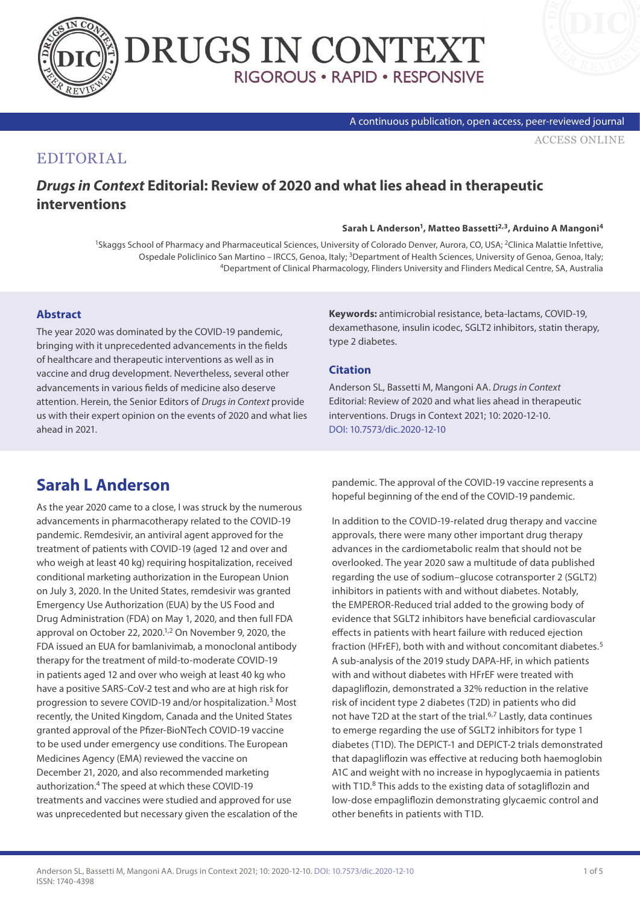EDITORIAL

# *Drugs in Context* Editorial: Review of 2020 and what lies ahead in therapeutic interventions

**Sarah L Anderson[1], Matteo Bassetti[2,3], Arduino A Mangoni[4]**

[1]Skaggs School of Pharmacy and Pharmaceutical Sciences, University of Colorado Denver, Aurora, CO, USA; [2]Clinica Malattie Infettive, Ospedale Policlinico San Martino – IRCCS, Genoa, Italy; [3]Department of Health Sciences, University of Genoa, Genoa, Italy; [4]Department of Clinical Pharmacology, Flinders University and Flinders Medical Centre, SA, Australia

### Abstract

The year 2020 was dominated by the COVID-19 pandemic, bringing with it unprecedented advancements in the fields of healthcare and therapeutic interventions as well as in vaccine and drug development. Nevertheless, several other advancements in various fields of medicine also deserve attention. Herein, the Senior Editors of *Drugs in Context* provide us with their expert opinion on the events of 2020 and what lies ahead in 2021.

**Keywords:** antimicrobial resistance, beta-lactams, COVID-19, dexamethasone, insulin icodec, SGLT2 inhibitors, statin therapy, type 2 diabetes.

### Citation

Anderson SL, Bassetti M, Mangoni AA. *Drugs in Context* Editorial: Review of 2020 and what lies ahead in therapeutic interventions. Drugs in Context 2021; 10: 2020-12-10. DOI: 10.7573/dic.2020-12-10

## Sarah L Anderson

As the year 2020 came to a close, I was struck by the numerous advancements in pharmacotherapy related to the COVID-19 pandemic. Remdesivir, an antiviral agent approved for the treatment of patients with COVID-19 (aged 12 and over and who weigh at least 40 kg) requiring hospitalization, received conditional marketing authorization in the European Union on July 3, 2020. In the United States, remdesivir was granted Emergency Use Authorization (EUA) by the US Food and Drug Administration (FDA) on May 1, 2020, and then full FDA approval on October 22, 2020.[1,2] On November 9, 2020, the FDA issued an EUA for bamlanivimab, a monoclonal antibody therapy for the treatment of mild-to-moderate COVID-19 in patients aged 12 and over who weigh at least 40 kg who have a positive SARS-CoV-2 test and who are at high risk for progression to severe COVID-19 and/or hospitalization.[3] Most recently, the United Kingdom, Canada and the United States granted approval of the Pfizer-BioNTech COVID-19 vaccine to be used under emergency use conditions. The European Medicines Agency (EMA) reviewed the vaccine on December 21, 2020, and also recommended marketing authorization.[4] The speed at which these COVID-19 treatments and vaccines were studied and approved for use was unprecedented but necessary given the escalation of the pandemic. The approval of the COVID-19 vaccine represents a hopeful beginning of the end of the COVID-19 pandemic.

In addition to the COVID-19-related drug therapy and vaccine approvals, there were many other important drug therapy advances in the cardiometabolic realm that should not be overlooked. The year 2020 saw a multitude of data published regarding the use of sodium–glucose cotransporter 2 (SGLT2) inhibitors in patients with and without diabetes. Notably, the EMPEROR-Reduced trial added to the growing body of evidence that SGLT2 inhibitors have beneficial cardiovascular effects in patients with heart failure with reduced ejection fraction (HFrEF), both with and without concomitant diabetes.[5] A sub-analysis of the 2019 study DAPA-HF, in which patients with and without diabetes with HFrEF were treated with dapagliflozin, demonstrated a 32% reduction in the relative risk of incident type 2 diabetes (T2D) in patients who did not have T2D at the start of the trial.[6,7] Lastly, data continues to emerge regarding the use of SGLT2 inhibitors for type 1 diabetes (T1D). The DEPICT-1 and DEPICT-2 trials demonstrated that dapagliflozin was effective at reducing both haemoglobin A1C and weight with no increase in hypoglycaemia in patients with T1D.[8] This adds to the existing data of sotagliflozin and low-dose empagliflozin demonstrating glycaemic control and other benefits in patients with T1D.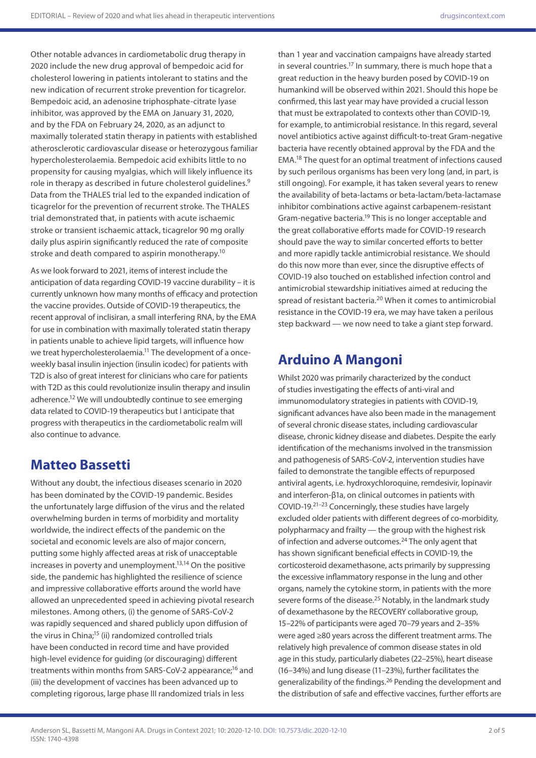Other notable advances in cardiometabolic drug therapy in 2020 include the new drug approval of bempedoic acid for cholesterol lowering in patients intolerant to statins and the new indication of recurrent stroke prevention for ticagrelor. Bempedoic acid, an adenosine triphosphate-citrate lyase inhibitor, was approved by the EMA on January 31, 2020, and by the FDA on February 24, 2020, as an adjunct to maximally tolerated statin therapy in patients with established atherosclerotic cardiovascular disease or heterozygous familiar hypercholesterolaemia. Bempedoic acid exhibits little to no propensity for causing myalgias, which will likely influence its role in therapy as described in future cholesterol guidelines.[9] Data from the THALES trial led to the expanded indication of ticagrelor for the prevention of recurrent stroke. The THALES trial demonstrated that, in patients with acute ischaemic stroke or transient ischaemic attack, ticagrelor 90 mg orally daily plus aspirin significantly reduced the rate of composite stroke and death compared to aspirin monotherapy.[10]

As we look forward to 2021, items of interest include the anticipation of data regarding COVID-19 vaccine durability – it is currently unknown how many months of efficacy and protection the vaccine provides. Outside of COVID-19 therapeutics, the recent approval of inclisiran, a small interfering RNA, by the EMA for use in combination with maximally tolerated statin therapy in patients unable to achieve lipid targets, will influence how we treat hypercholesterolaemia.[11] The development of a once-weekly basal insulin injection (insulin icodec) for patients with T2D is also of great interest for clinicians who care for patients with T2D as this could revolutionize insulin therapy and insulin adherence.[12] We will undoubtedly continue to see emerging data related to COVID-19 therapeutics but I anticipate that progress with therapeutics in the cardiometabolic realm will also continue to advance.

## Matteo Bassetti

Without any doubt, the infectious diseases scenario in 2020 has been dominated by the COVID-19 pandemic. Besides the unfortunately large diffusion of the virus and the related overwhelming burden in terms of morbidity and mortality worldwide, the indirect effects of the pandemic on the societal and economic levels are also of major concern, putting some highly affected areas at risk of unacceptable increases in poverty and unemployment.[13,14] On the positive side, the pandemic has highlighted the resilience of science and impressive collaborative efforts around the world have allowed an unprecedented speed in achieving pivotal research milestones. Among others, (i) the genome of SARS-CoV-2 was rapidly sequenced and shared publicly upon diffusion of the virus in China;[15] (ii) randomized controlled trials have been conducted in record time and have provided high-level evidence for guiding (or discouraging) different treatments within months from SARS-CoV-2 appearance;[16] and (iii) the development of vaccines has been advanced up to completing rigorous, large phase III randomized trials in less than 1 year and vaccination campaigns have already started in several countries.[17] In summary, there is much hope that a great reduction in the heavy burden posed by COVID-19 on humankind will be observed within 2021. Should this hope be confirmed, this last year may have provided a crucial lesson that must be extrapolated to contexts other than COVID-19, for example, to antimicrobial resistance. In this regard, several novel antibiotics active against difficult-to-treat Gram-negative bacteria have recently obtained approval by the FDA and the EMA.[18] The quest for an optimal treatment of infections caused by such perilous organisms has been very long (and, in part, is still ongoing). For example, it has taken several years to renew the availability of beta-lactams or beta-lactam/beta-lactamase inhibitor combinations active against carbapenem-resistant Gram-negative bacteria.[19] This is no longer acceptable and the great collaborative efforts made for COVID-19 research should pave the way to similar concerted efforts to better and more rapidly tackle antimicrobial resistance. We should do this now more than ever, since the disruptive effects of COVID-19 also touched on established infection control and antimicrobial stewardship initiatives aimed at reducing the spread of resistant bacteria.[20] When it comes to antimicrobial resistance in the COVID-19 era, we may have taken a perilous step backward — we now need to take a giant step forward.

## Arduino A Mangoni

Whilst 2020 was primarily characterized by the conduct of studies investigating the effects of anti-viral and immunomodulatory strategies in patients with COVID-19, significant advances have also been made in the management of several chronic disease states, including cardiovascular disease, chronic kidney disease and diabetes. Despite the early identification of the mechanisms involved in the transmission and pathogenesis of SARS-CoV-2, intervention studies have failed to demonstrate the tangible effects of repurposed antiviral agents, i.e. hydroxychloroquine, remdesivir, lopinavir and interferon-β1a, on clinical outcomes in patients with COVID-19.[21–23] Concerningly, these studies have largely excluded older patients with different degrees of co-morbidity, polypharmacy and frailty — the group with the highest risk of infection and adverse outcomes.[24] The only agent that has shown significant beneficial effects in COVID-19, the corticosteroid dexamethasone, acts primarily by suppressing the excessive inflammatory response in the lung and other organs, namely the cytokine storm, in patients with the more severe forms of the disease.[25] Notably, in the landmark study of dexamethasone by the RECOVERY collaborative group, 15–22% of participants were aged 70–79 years and 2–35% were aged ≥80 years across the different treatment arms. The relatively high prevalence of common disease states in old age in this study, particularly diabetes (22–25%), heart disease (16–34%) and lung disease (11–23%), further facilitates the generalizability of the findings.[26] Pending the development and the distribution of safe and effective vaccines, further efforts are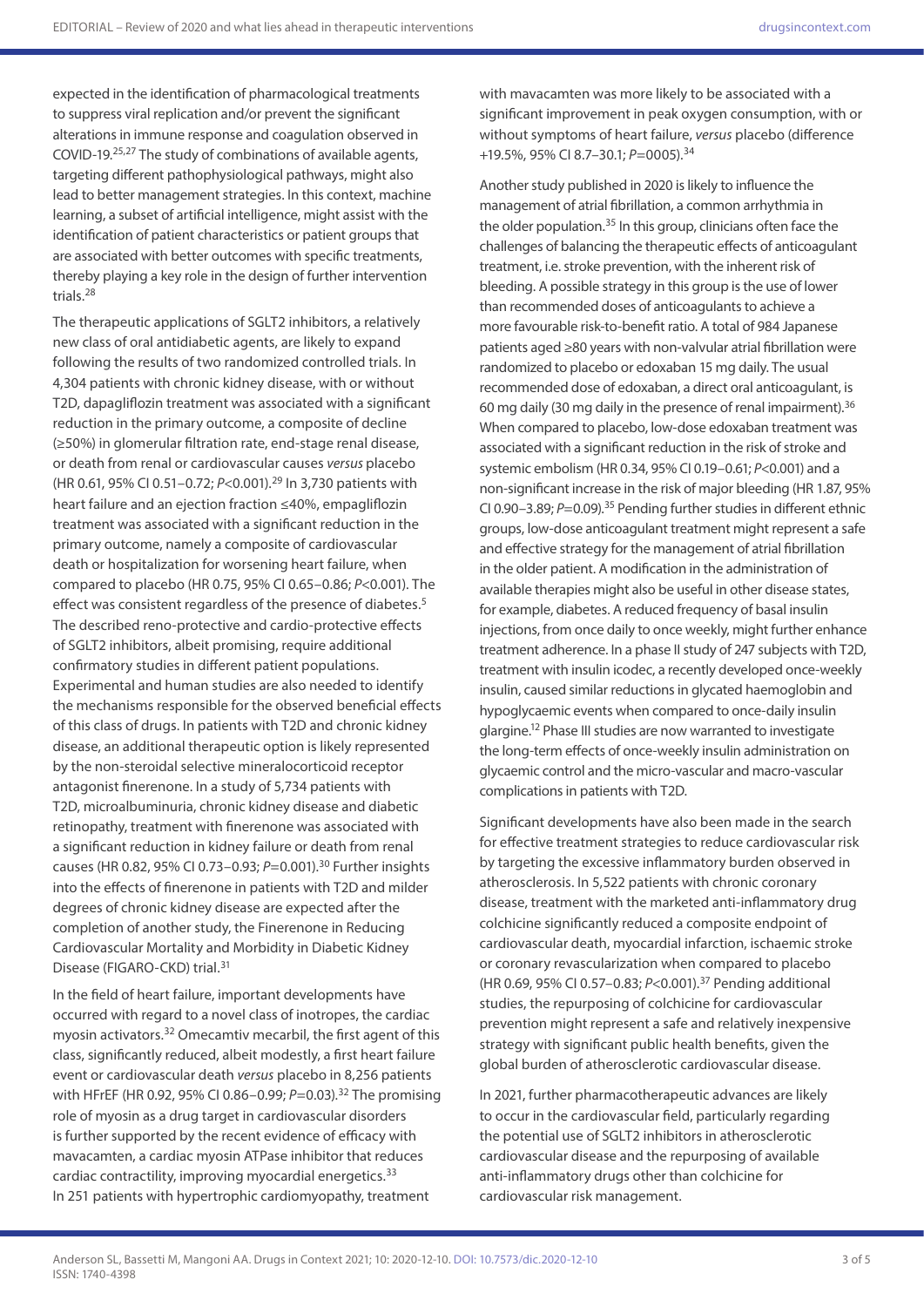expected in the identification of pharmacological treatments to suppress viral replication and/or prevent the significant alterations in immune response and coagulation observed in COVID-19.[25,27] The study of combinations of available agents, targeting different pathophysiological pathways, might also lead to better management strategies. In this context, machine learning, a subset of artificial intelligence, might assist with the identification of patient characteristics or patient groups that are associated with better outcomes with specific treatments, thereby playing a key role in the design of further intervention trials.[28]

The therapeutic applications of SGLT2 inhibitors, a relatively new class of oral antidiabetic agents, are likely to expand following the results of two randomized controlled trials. In 4,304 patients with chronic kidney disease, with or without T2D, dapagliflozin treatment was associated with a significant reduction in the primary outcome, a composite of decline (≥50%) in glomerular filtration rate, end-stage renal disease, or death from renal or cardiovascular causes *versus* placebo (HR 0.61, 95% CI 0.51–0.72; $P<0.001$).[29] In 3,730 patients with heart failure and an ejection fraction ≤40%, empagliflozin treatment was associated with a significant reduction in the primary outcome, namely a composite of cardiovascular death or hospitalization for worsening heart failure, when compared to placebo (HR 0.75, 95% CI 0.65–0.86; $P<0.001$). The effect was consistent regardless of the presence of diabetes.[5] The described reno-protective and cardio-protective effects of SGLT2 inhibitors, albeit promising, require additional confirmatory studies in different patient populations. Experimental and human studies are also needed to identify the mechanisms responsible for the observed beneficial effects of this class of drugs. In patients with T2D and chronic kidney disease, an additional therapeutic option is likely represented by the non-steroidal selective mineralocorticoid receptor antagonist finerenone. In a study of 5,734 patients with T2D, microalbuminuria, chronic kidney disease and diabetic retinopathy, treatment with finerenone was associated with a significant reduction in kidney failure or death from renal causes (HR 0.82, 95% CI 0.73–0.93; $P=0.001$).[30] Further insights into the effects of finerenone in patients with T2D and milder degrees of chronic kidney disease are expected after the completion of another study, the Finerenone in Reducing Cardiovascular Mortality and Morbidity in Diabetic Kidney Disease (FIGARO-CKD) trial.[31]

In the field of heart failure, important developments have occurred with regard to a novel class of inotropes, the cardiac myosin activators.[32] Omecamtiv mecarbil, the first agent of this class, significantly reduced, albeit modestly, a first heart failure event or cardiovascular death *versus* placebo in 8,256 patients with HFrEF (HR 0.92, 95% CI 0.86–0.99; $P=0.03$).[32] The promising role of myosin as a drug target in cardiovascular disorders is further supported by the recent evidence of efficacy with mavacamten, a cardiac myosin ATPase inhibitor that reduces cardiac contractility, improving myocardial energetics.[33] In 251 patients with hypertrophic cardiomyopathy, treatment with mavacamten was more likely to be associated with a significant improvement in peak oxygen consumption, with or without symptoms of heart failure, *versus* placebo (difference +19.5%, 95% CI 8.7–30.1; $P=0005$).[34]

Another study published in 2020 is likely to influence the management of atrial fibrillation, a common arrhythmia in the older population.[35] In this group, clinicians often face the challenges of balancing the therapeutic effects of anticoagulant treatment, i.e. stroke prevention, with the inherent risk of bleeding. A possible strategy in this group is the use of lower than recommended doses of anticoagulants to achieve a more favourable risk-to-benefit ratio. A total of 984 Japanese patients aged ≥80 years with non-valvular atrial fibrillation were randomized to placebo or edoxaban 15 mg daily. The usual recommended dose of edoxaban, a direct oral anticoagulant, is 60 mg daily (30 mg daily in the presence of renal impairment).[36] When compared to placebo, low-dose edoxaban treatment was associated with a significant reduction in the risk of stroke and systemic embolism (HR 0.34, 95% CI 0.19–0.61; $P<0.001$) and a non-significant increase in the risk of major bleeding (HR 1.87, 95% CI 0.90–3.89; $P=0.09$).[35] Pending further studies in different ethnic groups, low-dose anticoagulant treatment might represent a safe and effective strategy for the management of atrial fibrillation in the older patient. A modification in the administration of available therapies might also be useful in other disease states, for example, diabetes. A reduced frequency of basal insulin injections, from once daily to once weekly, might further enhance treatment adherence. In a phase II study of 247 subjects with T2D, treatment with insulin icodec, a recently developed once-weekly insulin, caused similar reductions in glycated haemoglobin and hypoglycaemic events when compared to once-daily insulin glargine.[12] Phase III studies are now warranted to investigate the long-term effects of once-weekly insulin administration on glycaemic control and the micro-vascular and macro-vascular complications in patients with T2D.

Significant developments have also been made in the search for effective treatment strategies to reduce cardiovascular risk by targeting the excessive inflammatory burden observed in atherosclerosis. In 5,522 patients with chronic coronary disease, treatment with the marketed anti-inflammatory drug colchicine significantly reduced a composite endpoint of cardiovascular death, myocardial infarction, ischaemic stroke or coronary revascularization when compared to placebo (HR 0.69, 95% CI 0.57–0.83; $P<0.001$).[37] Pending additional studies, the repurposing of colchicine for cardiovascular prevention might represent a safe and relatively inexpensive strategy with significant public health benefits, given the global burden of atherosclerotic cardiovascular disease.

In 2021, further pharmacotherapeutic advances are likely to occur in the cardiovascular field, particularly regarding the potential use of SGLT2 inhibitors in atherosclerotic cardiovascular disease and the repurposing of available anti-inflammatory drugs other than colchicine for cardiovascular risk management.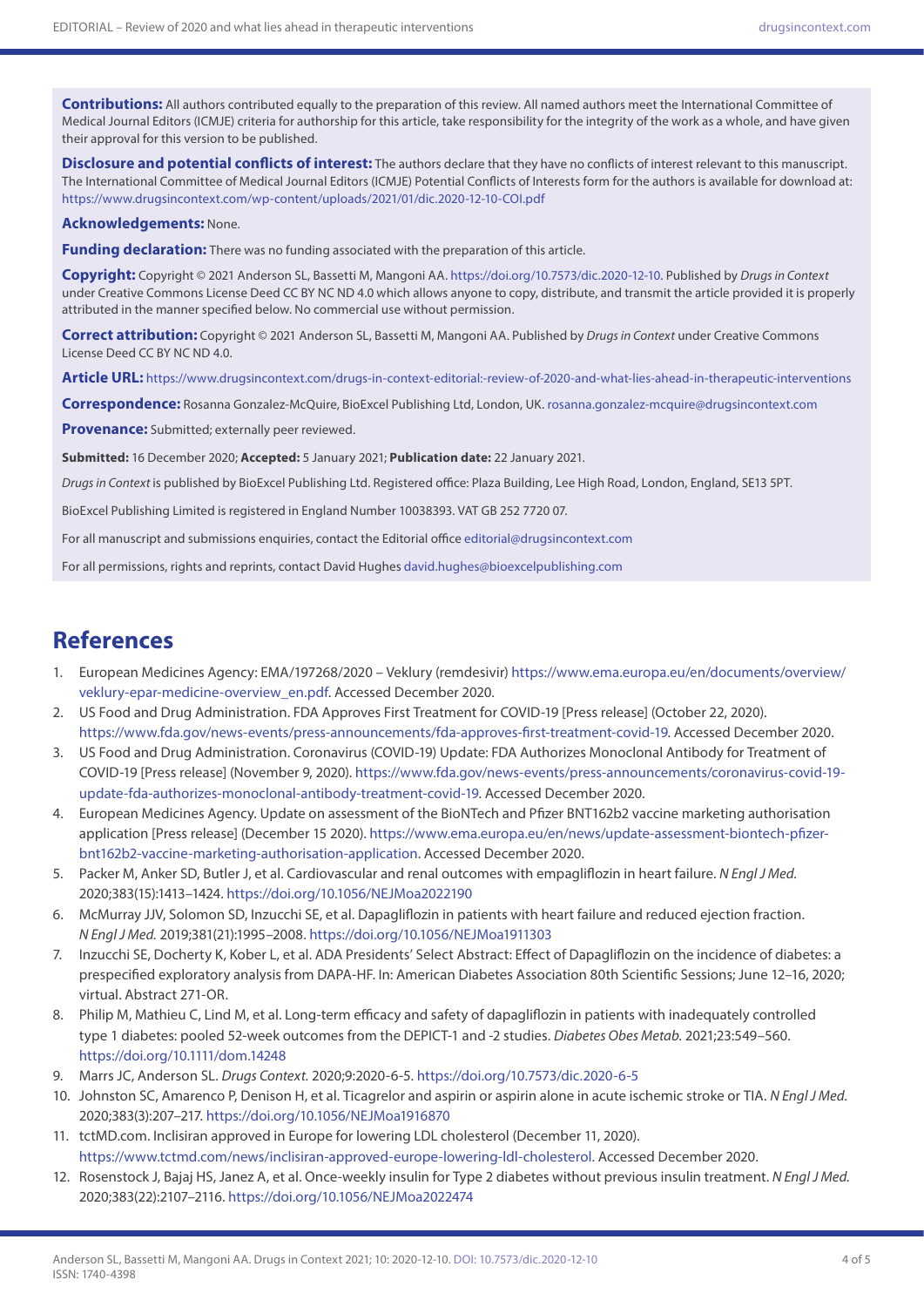**Contributions:** All authors contributed equally to the preparation of this review. All named authors meet the International Committee of Medical Journal Editors (ICMJE) criteria for authorship for this article, take responsibility for the integrity of the work as a whole, and have given their approval for this version to be published.

**Disclosure and potential conflicts of interest:** The authors declare that they have no conflicts of interest relevant to this manuscript. The International Committee of Medical Journal Editors (ICMJE) Potential Conflicts of Interests form for the authors is available for download at: https://www.drugsincontext.com/wp-content/uploads/2021/01/dic.2020-12-10-COI.pdf

**Acknowledgements:** None.

**Funding declaration:** There was no funding associated with the preparation of this article.

**Copyright:** Copyright © 2021 Anderson SL, Bassetti M, Mangoni AA. https://doi.org/10.7573/dic.2020-12-10. Published by *Drugs in Context* under Creative Commons License Deed CC BY NC ND 4.0 which allows anyone to copy, distribute, and transmit the article provided it is properly attributed in the manner specified below. No commercial use without permission.

**Correct attribution:** Copyright © 2021 Anderson SL, Bassetti M, Mangoni AA. Published by *Drugs in Context* under Creative Commons License Deed CC BY NC ND 4.0.

**Article URL:** https://www.drugsincontext.com/drugs-in-context-editorial:-review-of-2020-and-what-lies-ahead-in-therapeutic-interventions

**Correspondence:** Rosanna Gonzalez-McQuire, BioExcel Publishing Ltd, London, UK. rosanna.gonzalez-mcquire@drugsincontext.com

**Provenance:** Submitted; externally peer reviewed.

**Submitted:** 16 December 2020; **Accepted:** 5 January 2021; **Publication date:** 22 January 2021.

*Drugs in Context* is published by BioExcel Publishing Ltd. Registered office: Plaza Building, Lee High Road, London, England, SE13 5PT.

BioExcel Publishing Limited is registered in England Number 10038393. VAT GB 252 7720 07.

For all manuscript and submissions enquiries, contact the Editorial office editorial@drugsincontext.com

For all permissions, rights and reprints, contact David Hughes david.hughes@bioexcelpublishing.com

## References

1. European Medicines Agency: EMA/197268/2020 – Veklury (remdesivir) https://www.ema.europa.eu/en/documents/overview/veklury-epar-medicine-overview_en.pdf. Accessed December 2020.
2. US Food and Drug Administration. FDA Approves First Treatment for COVID-19 [Press release] (October 22, 2020). https://www.fda.gov/news-events/press-announcements/fda-approves-first-treatment-covid-19. Accessed December 2020.
3. US Food and Drug Administration. Coronavirus (COVID-19) Update: FDA Authorizes Monoclonal Antibody for Treatment of COVID-19 [Press release] (November 9, 2020). https://www.fda.gov/news-events/press-announcements/coronavirus-covid-19-update-fda-authorizes-monoclonal-antibody-treatment-covid-19. Accessed December 2020.
4. European Medicines Agency. Update on assessment of the BioNTech and Pfizer BNT162b2 vaccine marketing authorisation application [Press release] (December 15 2020). https://www.ema.europa.eu/en/news/update-assessment-biontech-pfizer-bnt162b2-vaccine-marketing-authorisation-application. Accessed December 2020.
5. Packer M, Anker SD, Butler J, et al. Cardiovascular and renal outcomes with empagliflozin in heart failure. *N Engl J Med.* 2020;383(15):1413–1424. https://doi.org/10.1056/NEJMoa2022190
6. McMurray JJV, Solomon SD, Inzucchi SE, et al. Dapagliflozin in patients with heart failure and reduced ejection fraction. *N Engl J Med.* 2019;381(21):1995–2008. https://doi.org/10.1056/NEJMoa1911303
7. Inzucchi SE, Docherty K, Kober L, et al. ADA Presidents' Select Abstract: Effect of Dapagliflozin on the incidence of diabetes: a prespecified exploratory analysis from DAPA-HF. In: American Diabetes Association 80th Scientific Sessions; June 12–16, 2020; virtual. Abstract 271-OR.
8. Philip M, Mathieu C, Lind M, et al. Long-term efficacy and safety of dapagliflozin in patients with inadequately controlled type 1 diabetes: pooled 52-week outcomes from the DEPICT-1 and -2 studies. *Diabetes Obes Metab.* 2021;23:549–560. https://doi.org/10.1111/dom.14248
9. Marrs JC, Anderson SL. *Drugs Context.* 2020;9:2020-6-5. https://doi.org/10.7573/dic.2020-6-5
10. Johnston SC, Amarenco P, Denison H, et al. Ticagrelor and aspirin or aspirin alone in acute ischemic stroke or TIA. *N Engl J Med.* 2020;383(3):207–217. https://doi.org/10.1056/NEJMoa1916870
11. tctMD.com. Inclisiran approved in Europe for lowering LDL cholesterol (December 11, 2020). https://www.tctmd.com/news/inclisiran-approved-europe-lowering-ldl-cholesterol. Accessed December 2020.
12. Rosenstock J, Bajaj HS, Janez A, et al. Once-weekly insulin for Type 2 diabetes without previous insulin treatment. *N Engl J Med.* 2020;383(22):2107–2116. https://doi.org/10.1056/NEJMoa2022474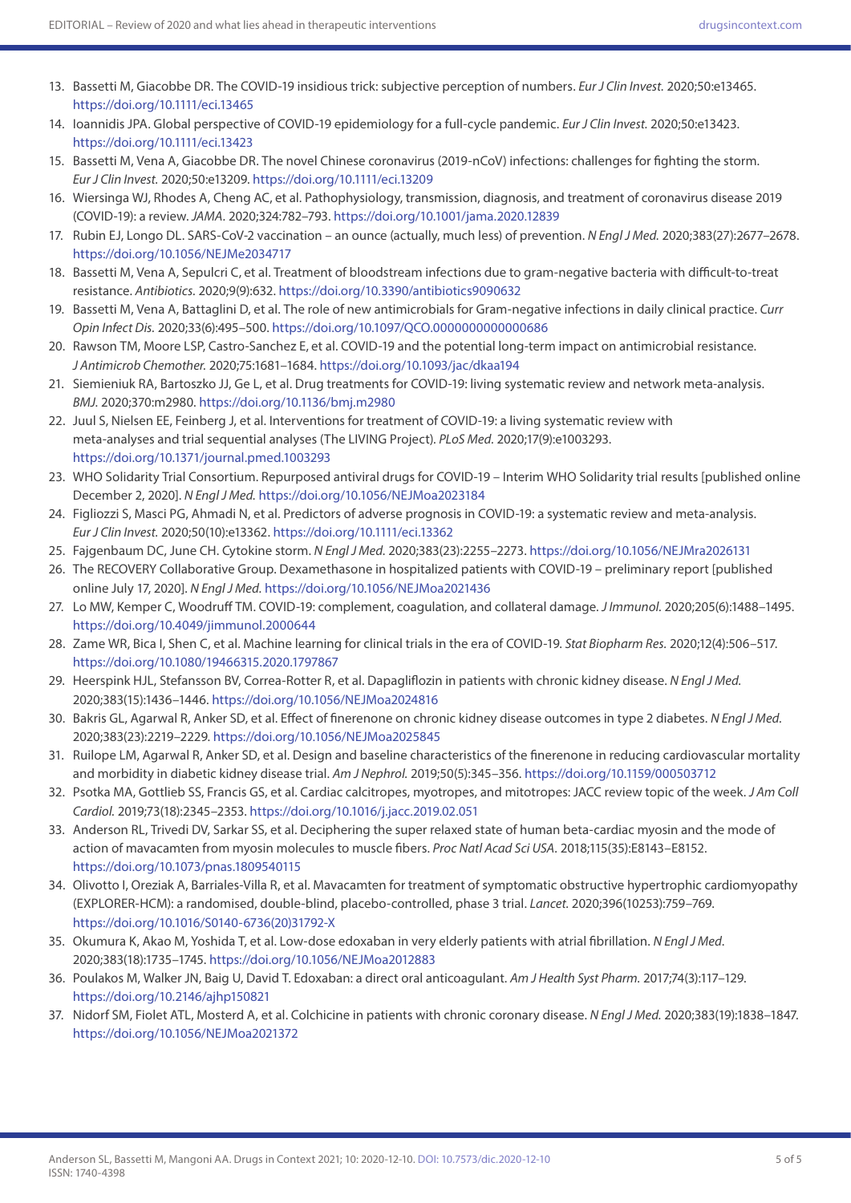13. Bassetti M, Giacobbe DR. The COVID-19 insidious trick: subjective perception of numbers. *Eur J Clin Invest.* 2020;50:e13465. https://doi.org/10.1111/eci.13465
14. Ioannidis JPA. Global perspective of COVID-19 epidemiology for a full-cycle pandemic. *Eur J Clin Invest.* 2020;50:e13423. https://doi.org/10.1111/eci.13423
15. Bassetti M, Vena A, Giacobbe DR. The novel Chinese coronavirus (2019-nCoV) infections: challenges for fighting the storm. *Eur J Clin Invest.* 2020;50:e13209. https://doi.org/10.1111/eci.13209
16. Wiersinga WJ, Rhodes A, Cheng AC, et al. Pathophysiology, transmission, diagnosis, and treatment of coronavirus disease 2019 (COVID-19): a review. *JAMA.* 2020;324:782–793. https://doi.org/10.1001/jama.2020.12839
17. Rubin EJ, Longo DL. SARS-CoV-2 vaccination – an ounce (actually, much less) of prevention. *N Engl J Med.* 2020;383(27):2677–2678. https://doi.org/10.1056/NEJMe2034717
18. Bassetti M, Vena A, Sepulcri C, et al. Treatment of bloodstream infections due to gram-negative bacteria with difficult-to-treat resistance. *Antibiotics.* 2020;9(9):632. https://doi.org/10.3390/antibiotics9090632
19. Bassetti M, Vena A, Battaglini D, et al. The role of new antimicrobials for Gram-negative infections in daily clinical practice. *Curr Opin Infect Dis.* 2020;33(6):495–500. https://doi.org/10.1097/QCO.0000000000000686
20. Rawson TM, Moore LSP, Castro-Sanchez E, et al. COVID-19 and the potential long-term impact on antimicrobial resistance. *J Antimicrob Chemother.* 2020;75:1681–1684. https://doi.org/10.1093/jac/dkaa194
21. Siemieniuk RA, Bartoszko JJ, Ge L, et al. Drug treatments for COVID-19: living systematic review and network meta-analysis. *BMJ.* 2020;370:m2980. https://doi.org/10.1136/bmj.m2980
22. Juul S, Nielsen EE, Feinberg J, et al. Interventions for treatment of COVID-19: a living systematic review with meta-analyses and trial sequential analyses (The LIVING Project). *PLoS Med.* 2020;17(9):e1003293. https://doi.org/10.1371/journal.pmed.1003293
23. WHO Solidarity Trial Consortium. Repurposed antiviral drugs for COVID-19 – Interim WHO Solidarity trial results [published online December 2, 2020]. *N Engl J Med.* https://doi.org/10.1056/NEJMoa2023184
24. Figliozzi S, Masci PG, Ahmadi N, et al. Predictors of adverse prognosis in COVID-19: a systematic review and meta-analysis. *Eur J Clin Invest.* 2020;50(10):e13362. https://doi.org/10.1111/eci.13362
25. Fajgenbaum DC, June CH. Cytokine storm. *N Engl J Med.* 2020;383(23):2255–2273. https://doi.org/10.1056/NEJMra2026131
26. The RECOVERY Collaborative Group. Dexamethasone in hospitalized patients with COVID-19 – preliminary report [published online July 17, 2020]. *N Engl J Med.* https://doi.org/10.1056/NEJMoa2021436
27. Lo MW, Kemper C, Woodruff TM. COVID-19: complement, coagulation, and collateral damage. *J Immunol.* 2020;205(6):1488–1495. https://doi.org/10.4049/jimmunol.2000644
28. Zame WR, Bica I, Shen C, et al. Machine learning for clinical trials in the era of COVID-19. *Stat Biopharm Res.* 2020;12(4):506–517. https://doi.org/10.1080/19466315.2020.1797867
29. Heerspink HJL, Stefansson BV, Correa-Rotter R, et al. Dapagliflozin in patients with chronic kidney disease. *N Engl J Med.* 2020;383(15):1436–1446. https://doi.org/10.1056/NEJMoa2024816
30. Bakris GL, Agarwal R, Anker SD, et al. Effect of finerenone on chronic kidney disease outcomes in type 2 diabetes. *N Engl J Med.* 2020;383(23):2219–2229. https://doi.org/10.1056/NEJMoa2025845
31. Ruilope LM, Agarwal R, Anker SD, et al. Design and baseline characteristics of the finerenone in reducing cardiovascular mortality and morbidity in diabetic kidney disease trial. *Am J Nephrol.* 2019;50(5):345–356. https://doi.org/10.1159/000503712
32. Psotka MA, Gottlieb SS, Francis GS, et al. Cardiac calcitropes, myotropes, and mitotropes: JACC review topic of the week. *J Am Coll Cardiol.* 2019;73(18):2345–2353. https://doi.org/10.1016/j.jacc.2019.02.051
33. Anderson RL, Trivedi DV, Sarkar SS, et al. Deciphering the super relaxed state of human beta-cardiac myosin and the mode of action of mavacamten from myosin molecules to muscle fibers. *Proc Natl Acad Sci USA.* 2018;115(35):E8143–E8152. https://doi.org/10.1073/pnas.1809540115
34. Olivotto I, Oreziak A, Barriales-Villa R, et al. Mavacamten for treatment of symptomatic obstructive hypertrophic cardiomyopathy (EXPLORER-HCM): a randomised, double-blind, placebo-controlled, phase 3 trial. *Lancet.* 2020;396(10253):759–769. https://doi.org/10.1016/S0140-6736(20)31792-X
35. Okumura K, Akao M, Yoshida T, et al. Low-dose edoxaban in very elderly patients with atrial fibrillation. *N Engl J Med.* 2020;383(18):1735–1745. https://doi.org/10.1056/NEJMoa2012883
36. Poulakos M, Walker JN, Baig U, David T. Edoxaban: a direct oral anticoagulant. *Am J Health Syst Pharm.* 2017;74(3):117–129. https://doi.org/10.2146/ajhp150821
37. Nidorf SM, Fiolet ATL, Mosterd A, et al. Colchicine in patients with chronic coronary disease. *N Engl J Med.* 2020;383(19):1838–1847. https://doi.org/10.1056/NEJMoa2021372